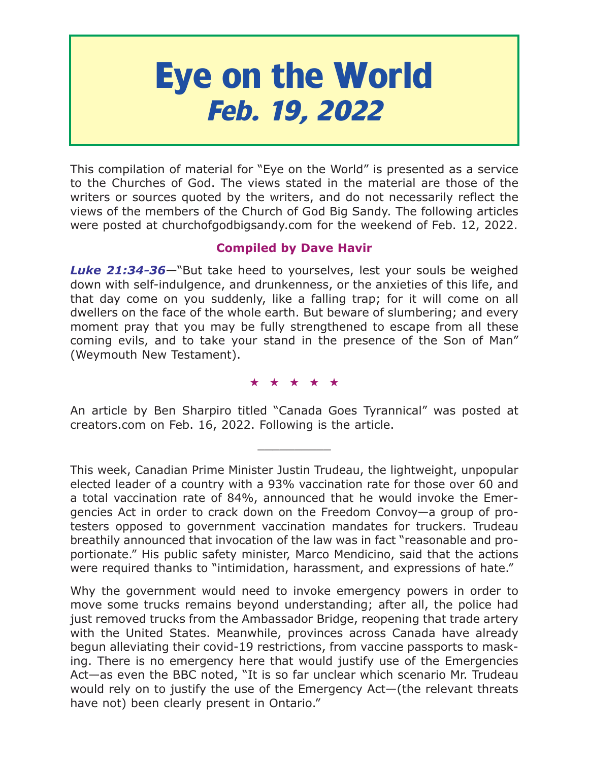# Eye on the World
## *Feb. 19, 2022*

This compilation of material for "Eye on the World" is presented as a service to the Churches of God. The views stated in the material are those of the writers or sources quoted by the writers, and do not necessarily reflect the views of the members of the Church of God Big Sandy. The following articles were posted at churchofgodbigsandy.com for the weekend of Feb. 12, 2022.

**Compiled by Dave Havir**

***Luke 21:34-36***—"But take heed to yourselves, lest your souls be weighed down with self-indulgence, and drunkenness, or the anxieties of this life, and that day come on you suddenly, like a falling trap; for it will come on all dwellers on the face of the whole earth. But beware of slumbering; and every moment pray that you may be fully strengthened to escape from all these coming evils, and to take your stand in the presence of the Son of Man" (Weymouth New Testament).

★ ★ ★ ★ ★

An article by Ben Sharpiro titled "Canada Goes Tyrannical" was posted at creators.com on Feb. 16, 2022. Following is the article.

---

This week, Canadian Prime Minister Justin Trudeau, the lightweight, unpopular elected leader of a country with a 93% vaccination rate for those over 60 and a total vaccination rate of 84%, announced that he would invoke the Emergencies Act in order to crack down on the Freedom Convoy—a group of protesters opposed to government vaccination mandates for truckers. Trudeau breathily announced that invocation of the law was in fact "reasonable and proportionate." His public safety minister, Marco Mendicino, said that the actions were required thanks to "intimidation, harassment, and expressions of hate."

Why the government would need to invoke emergency powers in order to move some trucks remains beyond understanding; after all, the police had just removed trucks from the Ambassador Bridge, reopening that trade artery with the United States. Meanwhile, provinces across Canada have already begun alleviating their covid-19 restrictions, from vaccine passports to masking. There is no emergency here that would justify use of the Emergencies Act—as even the BBC noted, "It is so far unclear which scenario Mr. Trudeau would rely on to justify the use of the Emergency Act—(the relevant threats have not) been clearly present in Ontario."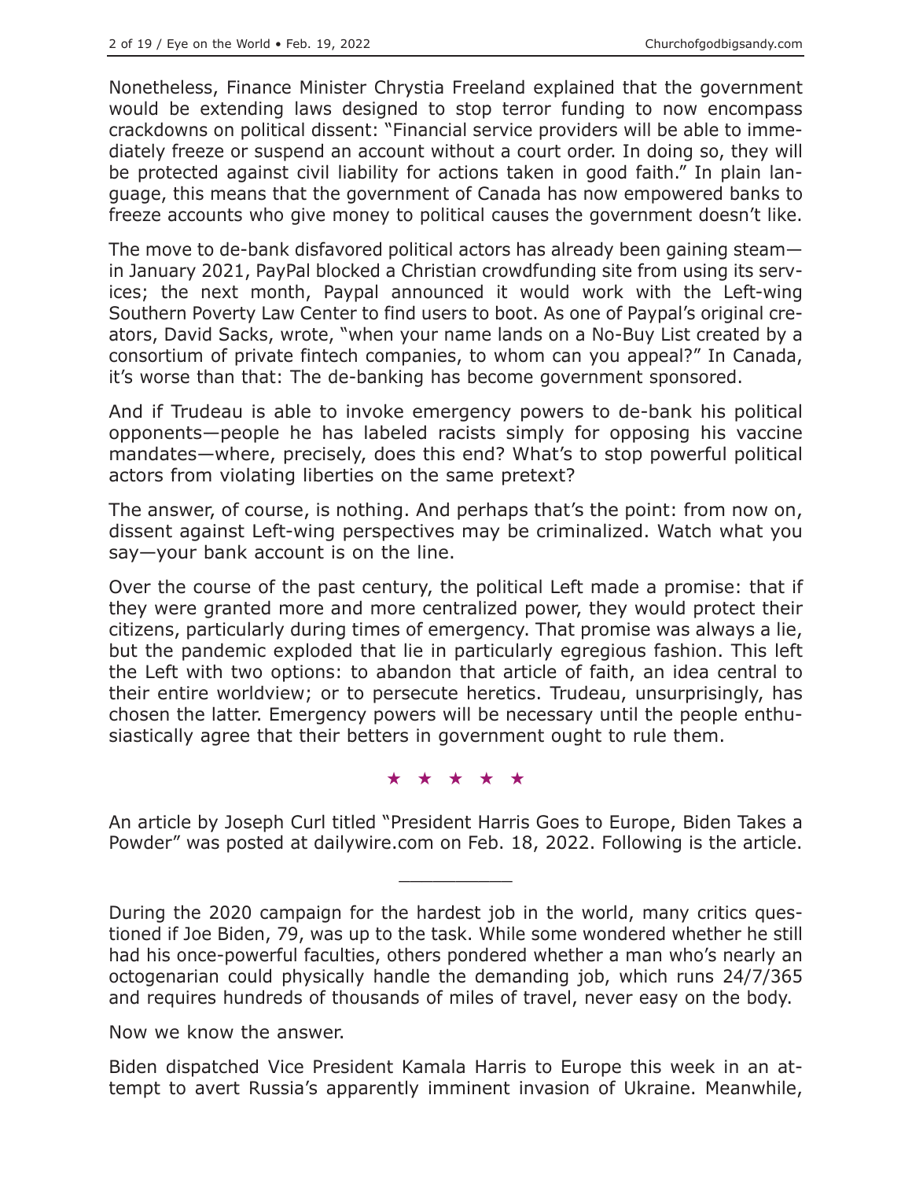Nonetheless, Finance Minister Chrystia Freeland explained that the government would be extending laws designed to stop terror funding to now encompass crackdowns on political dissent: "Financial service providers will be able to immediately freeze or suspend an account without a court order. In doing so, they will be protected against civil liability for actions taken in good faith." In plain language, this means that the government of Canada has now empowered banks to freeze accounts who give money to political causes the government doesn't like.

The move to de-bank disfavored political actors has already been gaining steam—in January 2021, PayPal blocked a Christian crowdfunding site from using its services; the next month, Paypal announced it would work with the Left-wing Southern Poverty Law Center to find users to boot. As one of Paypal's original creators, David Sacks, wrote, "when your name lands on a No-Buy List created by a consortium of private fintech companies, to whom can you appeal?" In Canada, it's worse than that: The de-banking has become government sponsored.

And if Trudeau is able to invoke emergency powers to de-bank his political opponents—people he has labeled racists simply for opposing his vaccine mandates—where, precisely, does this end? What's to stop powerful political actors from violating liberties on the same pretext?

The answer, of course, is nothing. And perhaps that's the point: from now on, dissent against Left-wing perspectives may be criminalized. Watch what you say—your bank account is on the line.

Over the course of the past century, the political Left made a promise: that if they were granted more and more centralized power, they would protect their citizens, particularly during times of emergency. That promise was always a lie, but the pandemic exploded that lie in particularly egregious fashion. This left the Left with two options: to abandon that article of faith, an idea central to their entire worldview; or to persecute heretics. Trudeau, unsurprisingly, has chosen the latter. Emergency powers will be necessary until the people enthusiastically agree that their betters in government ought to rule them.

★ ★ ★ ★ ★

An article by Joseph Curl titled "President Harris Goes to Europe, Biden Takes a Powder" was posted at dailywire.com on Feb. 18, 2022. Following is the article.

---

During the 2020 campaign for the hardest job in the world, many critics questioned if Joe Biden, 79, was up to the task. While some wondered whether he still had his once-powerful faculties, others pondered whether a man who's nearly an octogenarian could physically handle the demanding job, which runs 24/7/365 and requires hundreds of thousands of miles of travel, never easy on the body.

Now we know the answer.

Biden dispatched Vice President Kamala Harris to Europe this week in an attempt to avert Russia's apparently imminent invasion of Ukraine. Meanwhile,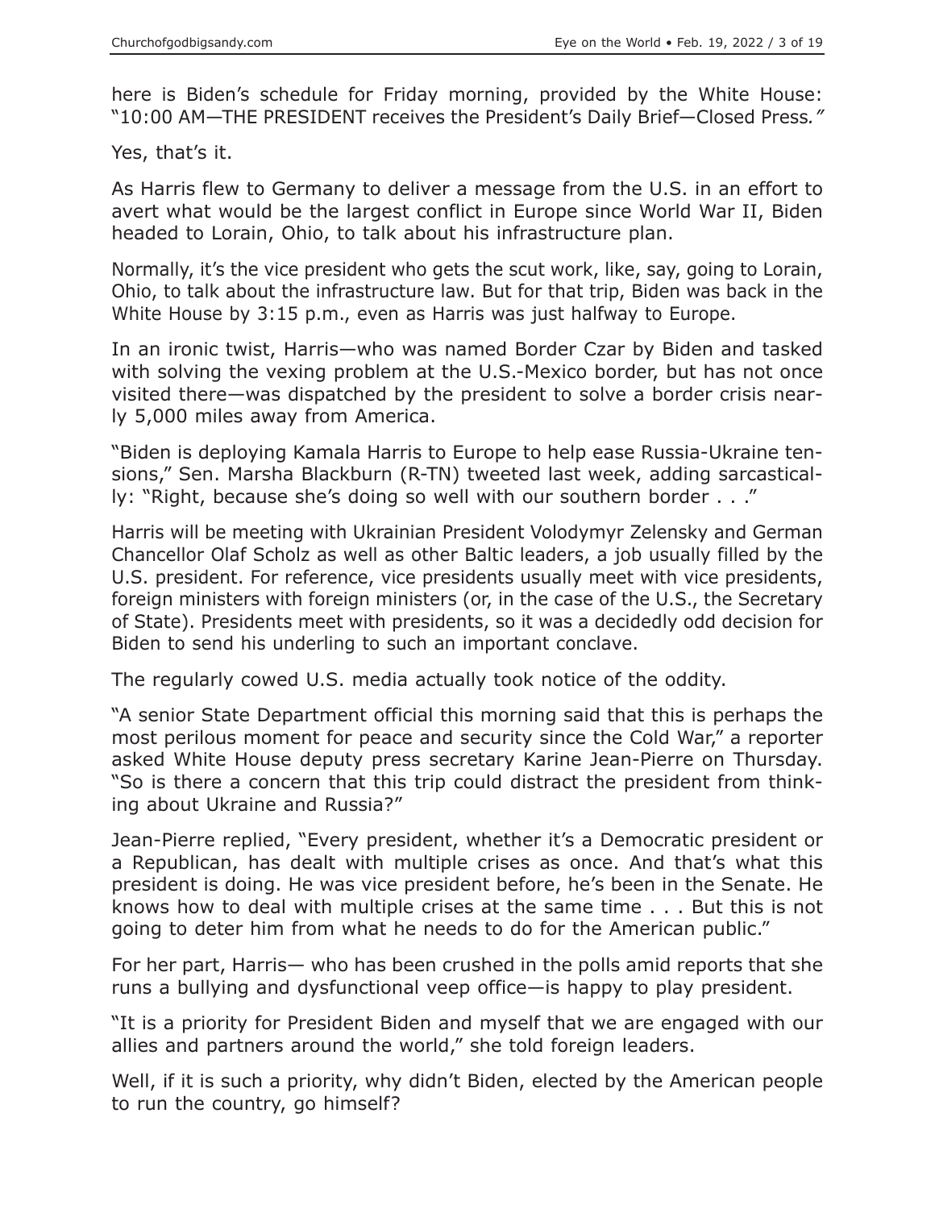here is Biden’s schedule for Friday morning, provided by the White House: “10:00 AM—THE PRESIDENT receives the President’s Daily Brief—Closed Press.”

Yes, that’s it.

As Harris flew to Germany to deliver a message from the U.S. in an effort to avert what would be the largest conflict in Europe since World War II, Biden headed to Lorain, Ohio, to talk about his infrastructure plan.

Normally, it’s the vice president who gets the scut work, like, say, going to Lorain, Ohio, to talk about the infrastructure law. But for that trip, Biden was back in the White House by 3:15 p.m., even as Harris was just halfway to Europe.

In an ironic twist, Harris—who was named Border Czar by Biden and tasked with solving the vexing problem at the U.S.-Mexico border, but has not once visited there—was dispatched by the president to solve a border crisis nearly 5,000 miles away from America.

“Biden is deploying Kamala Harris to Europe to help ease Russia-Ukraine tensions,” Sen. Marsha Blackburn (R-TN) tweeted last week, adding sarcastically: “Right, because she’s doing so well with our southern border . . .”

Harris will be meeting with Ukrainian President Volodymyr Zelensky and German Chancellor Olaf Scholz as well as other Baltic leaders, a job usually filled by the U.S. president. For reference, vice presidents usually meet with vice presidents, foreign ministers with foreign ministers (or, in the case of the U.S., the Secretary of State). Presidents meet with presidents, so it was a decidedly odd decision for Biden to send his underling to such an important conclave.

The regularly cowed U.S. media actually took notice of the oddity.

“A senior State Department official this morning said that this is perhaps the most perilous moment for peace and security since the Cold War,” a reporter asked White House deputy press secretary Karine Jean-Pierre on Thursday. “So is there a concern that this trip could distract the president from thinking about Ukraine and Russia?”

Jean-Pierre replied, “Every president, whether it’s a Democratic president or a Republican, has dealt with multiple crises as once. And that’s what this president is doing. He was vice president before, he’s been in the Senate. He knows how to deal with multiple crises at the same time . . . But this is not going to deter him from what he needs to do for the American public.”

For her part, Harris— who has been crushed in the polls amid reports that she runs a bullying and dysfunctional veep office—is happy to play president.

“It is a priority for President Biden and myself that we are engaged with our allies and partners around the world,” she told foreign leaders.

Well, if it is such a priority, why didn’t Biden, elected by the American people to run the country, go himself?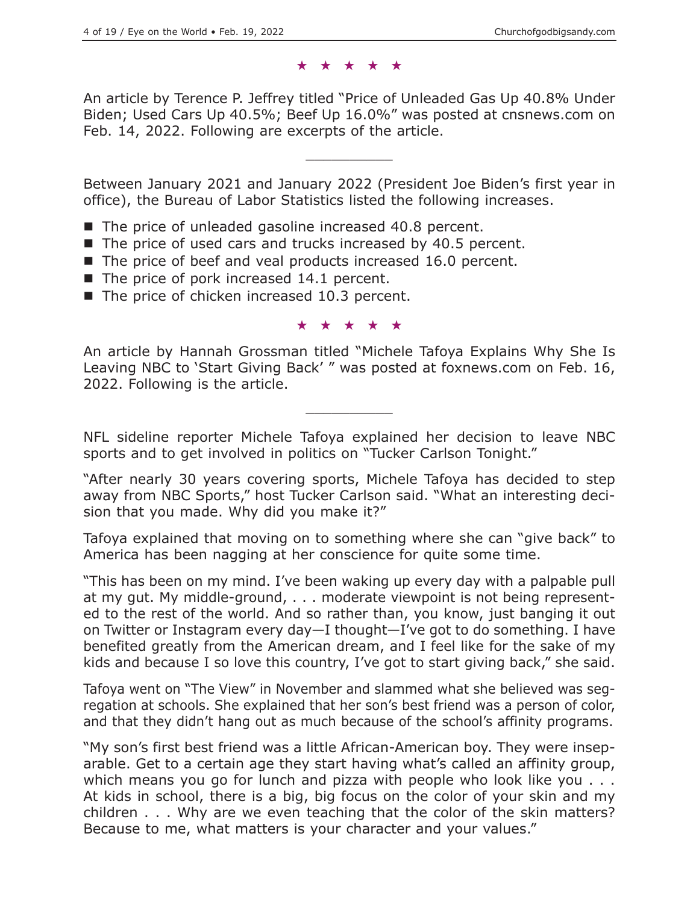★ ★ ★ ★ ★

An article by Terence P. Jeffrey titled "Price of Unleaded Gas Up 40.8% Under Biden; Used Cars Up 40.5%; Beef Up 16.0%" was posted at cnsnews.com on Feb. 14, 2022. Following are excerpts of the article.

---

Between January 2021 and January 2022 (President Joe Biden's first year in office), the Bureau of Labor Statistics listed the following increases.

- The price of unleaded gasoline increased 40.8 percent.
- The price of used cars and trucks increased by 40.5 percent.
- The price of beef and veal products increased 16.0 percent.
- The price of pork increased 14.1 percent.
- The price of chicken increased 10.3 percent.

★ ★ ★ ★ ★

An article by Hannah Grossman titled "Michele Tafoya Explains Why She Is Leaving NBC to 'Start Giving Back' " was posted at foxnews.com on Feb. 16, 2022. Following is the article.

---

NFL sideline reporter Michele Tafoya explained her decision to leave NBC sports and to get involved in politics on "Tucker Carlson Tonight."

"After nearly 30 years covering sports, Michele Tafoya has decided to step away from NBC Sports," host Tucker Carlson said. "What an interesting decision that you made. Why did you make it?"

Tafoya explained that moving on to something where she can "give back" to America has been nagging at her conscience for quite some time.

"This has been on my mind. I've been waking up every day with a palpable pull at my gut. My middle-ground, . . . moderate viewpoint is not being represented to the rest of the world. And so rather than, you know, just banging it out on Twitter or Instagram every day—I thought—I've got to do something. I have benefited greatly from the American dream, and I feel like for the sake of my kids and because I so love this country, I've got to start giving back," she said.

Tafoya went on "The View" in November and slammed what she believed was segregation at schools. She explained that her son's best friend was a person of color, and that they didn't hang out as much because of the school's affinity programs.

"My son's first best friend was a little African-American boy. They were inseparable. Get to a certain age they start having what's called an affinity group, which means you go for lunch and pizza with people who look like you . . . At kids in school, there is a big, big focus on the color of your skin and my children . . . Why are we even teaching that the color of the skin matters? Because to me, what matters is your character and your values."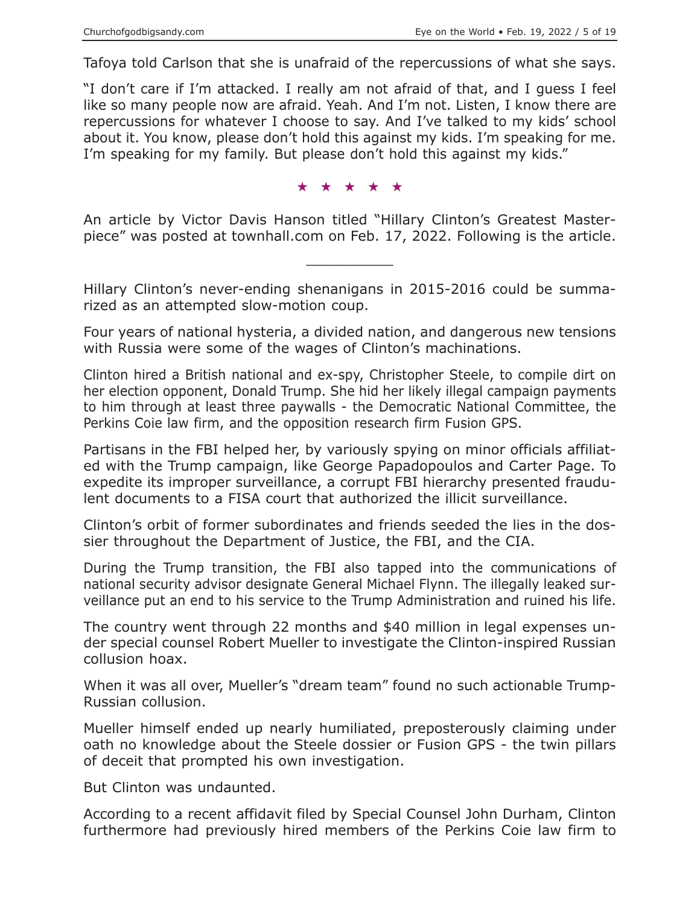Tafoya told Carlson that she is unafraid of the repercussions of what she says.

"I don't care if I'm attacked. I really am not afraid of that, and I guess I feel like so many people now are afraid. Yeah. And I'm not. Listen, I know there are repercussions for whatever I choose to say. And I've talked to my kids' school about it. You know, please don't hold this against my kids. I'm speaking for me. I'm speaking for my family. But please don't hold this against my kids."

★ ★ ★ ★ ★

An article by Victor Davis Hanson titled "Hillary Clinton's Greatest Masterpiece" was posted at townhall.com on Feb. 17, 2022. Following is the article.

---

Hillary Clinton's never-ending shenanigans in 2015-2016 could be summarized as an attempted slow-motion coup.

Four years of national hysteria, a divided nation, and dangerous new tensions with Russia were some of the wages of Clinton's machinations.

Clinton hired a British national and ex-spy, Christopher Steele, to compile dirt on her election opponent, Donald Trump. She hid her likely illegal campaign payments to him through at least three paywalls - the Democratic National Committee, the Perkins Coie law firm, and the opposition research firm Fusion GPS.

Partisans in the FBI helped her, by variously spying on minor officials affiliated with the Trump campaign, like George Papadopoulos and Carter Page. To expedite its improper surveillance, a corrupt FBI hierarchy presented fraudulent documents to a FISA court that authorized the illicit surveillance.

Clinton's orbit of former subordinates and friends seeded the lies in the dossier throughout the Department of Justice, the FBI, and the CIA.

During the Trump transition, the FBI also tapped into the communications of national security advisor designate General Michael Flynn. The illegally leaked surveillance put an end to his service to the Trump Administration and ruined his life.

The country went through 22 months and $40 million in legal expenses under special counsel Robert Mueller to investigate the Clinton-inspired Russian collusion hoax.

When it was all over, Mueller's "dream team" found no such actionable Trump-Russian collusion.

Mueller himself ended up nearly humiliated, preposterously claiming under oath no knowledge about the Steele dossier or Fusion GPS - the twin pillars of deceit that prompted his own investigation.

But Clinton was undaunted.

According to a recent affidavit filed by Special Counsel John Durham, Clinton furthermore had previously hired members of the Perkins Coie law firm to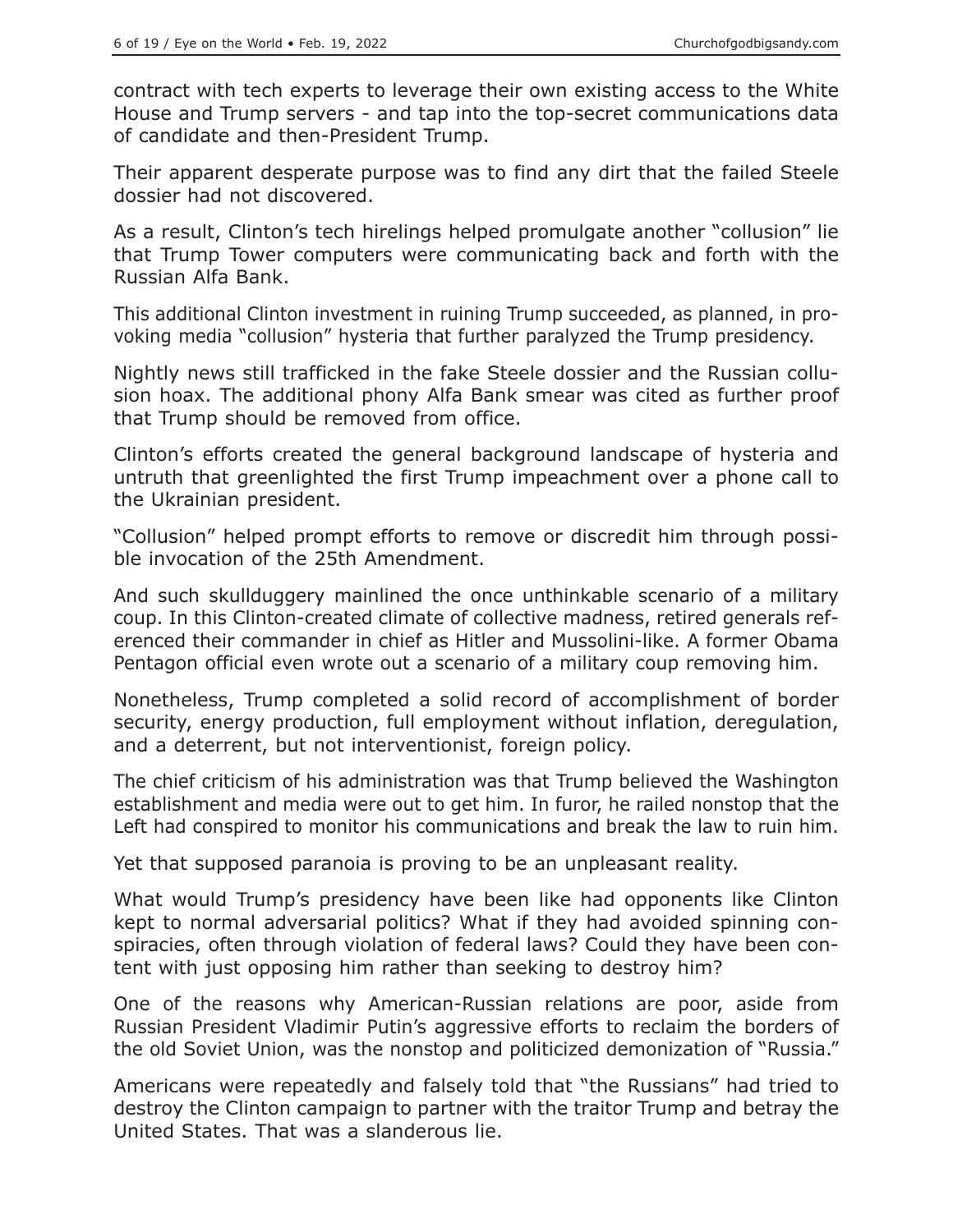contract with tech experts to leverage their own existing access to the White House and Trump servers - and tap into the top-secret communications data of candidate and then-President Trump.

Their apparent desperate purpose was to find any dirt that the failed Steele dossier had not discovered.

As a result, Clinton's tech hirelings helped promulgate another "collusion" lie that Trump Tower computers were communicating back and forth with the Russian Alfa Bank.

This additional Clinton investment in ruining Trump succeeded, as planned, in provoking media "collusion" hysteria that further paralyzed the Trump presidency.

Nightly news still trafficked in the fake Steele dossier and the Russian collusion hoax. The additional phony Alfa Bank smear was cited as further proof that Trump should be removed from office.

Clinton's efforts created the general background landscape of hysteria and untruth that greenlighted the first Trump impeachment over a phone call to the Ukrainian president.

"Collusion" helped prompt efforts to remove or discredit him through possible invocation of the 25th Amendment.

And such skullduggery mainlined the once unthinkable scenario of a military coup. In this Clinton-created climate of collective madness, retired generals referenced their commander in chief as Hitler and Mussolini-like. A former Obama Pentagon official even wrote out a scenario of a military coup removing him.

Nonetheless, Trump completed a solid record of accomplishment of border security, energy production, full employment without inflation, deregulation, and a deterrent, but not interventionist, foreign policy.

The chief criticism of his administration was that Trump believed the Washington establishment and media were out to get him. In furor, he railed nonstop that the Left had conspired to monitor his communications and break the law to ruin him.

Yet that supposed paranoia is proving to be an unpleasant reality.

What would Trump's presidency have been like had opponents like Clinton kept to normal adversarial politics? What if they had avoided spinning conspiracies, often through violation of federal laws? Could they have been content with just opposing him rather than seeking to destroy him?

One of the reasons why American-Russian relations are poor, aside from Russian President Vladimir Putin's aggressive efforts to reclaim the borders of the old Soviet Union, was the nonstop and politicized demonization of "Russia."

Americans were repeatedly and falsely told that "the Russians" had tried to destroy the Clinton campaign to partner with the traitor Trump and betray the United States. That was a slanderous lie.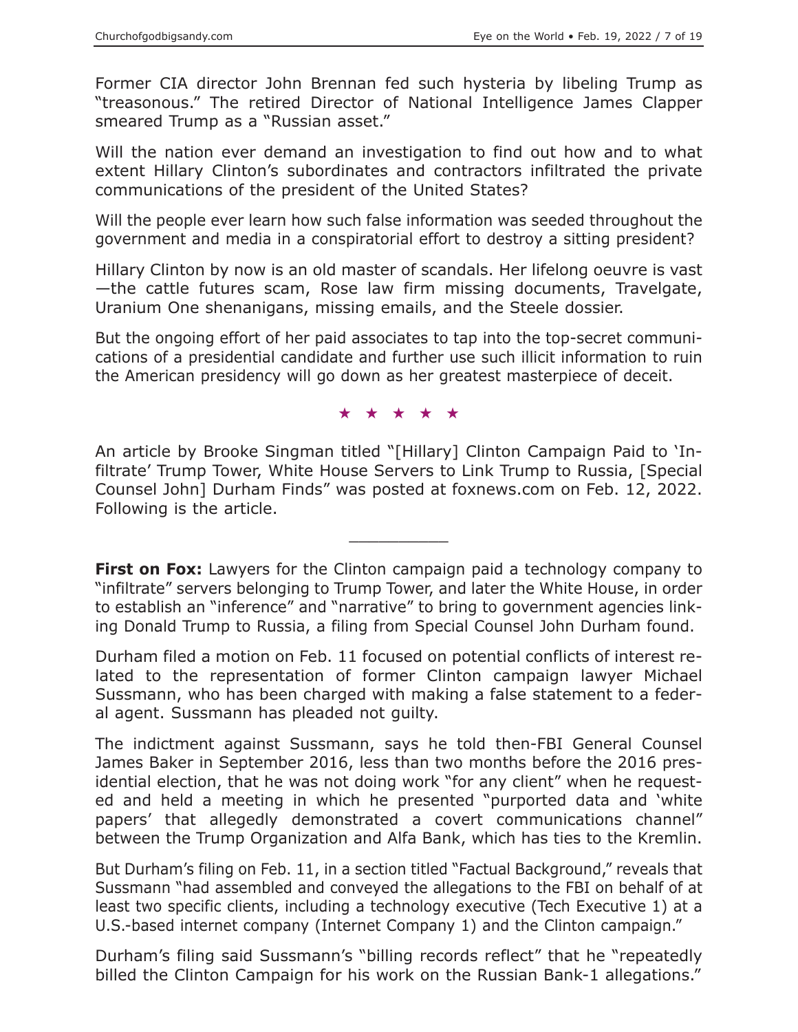Former CIA director John Brennan fed such hysteria by libeling Trump as "treasonous." The retired Director of National Intelligence James Clapper smeared Trump as a "Russian asset."

Will the nation ever demand an investigation to find out how and to what extent Hillary Clinton's subordinates and contractors infiltrated the private communications of the president of the United States?

Will the people ever learn how such false information was seeded throughout the government and media in a conspiratorial effort to destroy a sitting president?

Hillary Clinton by now is an old master of scandals. Her lifelong oeuvre is vast—the cattle futures scam, Rose law firm missing documents, Travelgate, Uranium One shenanigans, missing emails, and the Steele dossier.

But the ongoing effort of her paid associates to tap into the top-secret communications of a presidential candidate and further use such illicit information to ruin the American presidency will go down as her greatest masterpiece of deceit.

★ ★ ★ ★ ★

An article by Brooke Singman titled "[Hillary] Clinton Campaign Paid to 'Infiltrate' Trump Tower, White House Servers to Link Trump to Russia, [Special Counsel John] Durham Finds" was posted at foxnews.com on Feb. 12, 2022. Following is the article.

---

**First on Fox:** Lawyers for the Clinton campaign paid a technology company to "infiltrate" servers belonging to Trump Tower, and later the White House, in order to establish an "inference" and "narrative" to bring to government agencies linking Donald Trump to Russia, a filing from Special Counsel John Durham found.

Durham filed a motion on Feb. 11 focused on potential conflicts of interest related to the representation of former Clinton campaign lawyer Michael Sussmann, who has been charged with making a false statement to a federal agent. Sussmann has pleaded not guilty.

The indictment against Sussmann, says he told then-FBI General Counsel James Baker in September 2016, less than two months before the 2016 presidential election, that he was not doing work "for any client" when he requested and held a meeting in which he presented "purported data and 'white papers' that allegedly demonstrated a covert communications channel" between the Trump Organization and Alfa Bank, which has ties to the Kremlin.

But Durham's filing on Feb. 11, in a section titled "Factual Background," reveals that Sussmann "had assembled and conveyed the allegations to the FBI on behalf of at least two specific clients, including a technology executive (Tech Executive 1) at a U.S.-based internet company (Internet Company 1) and the Clinton campaign."

Durham's filing said Sussmann's "billing records reflect" that he "repeatedly billed the Clinton Campaign for his work on the Russian Bank-1 allegations."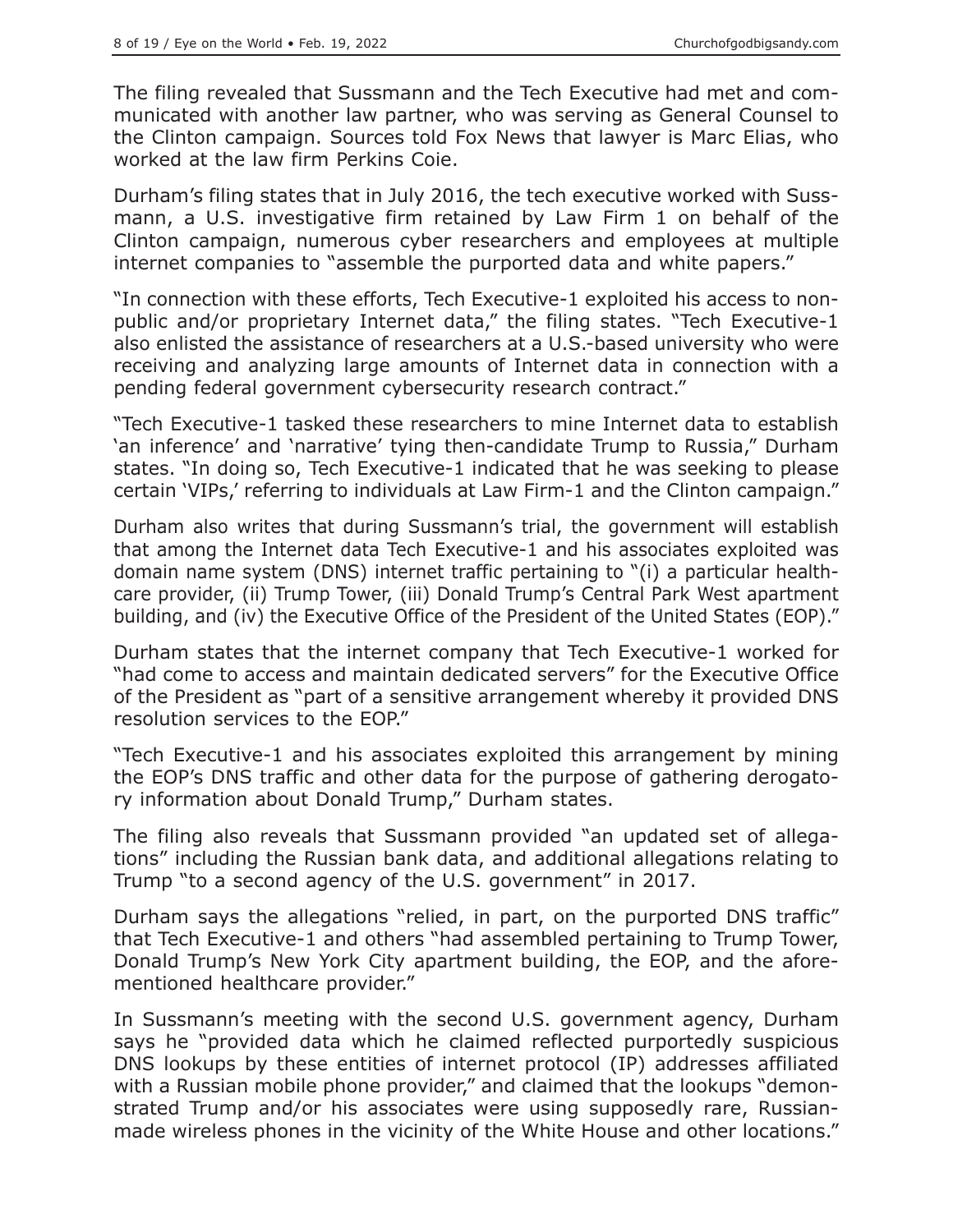The filing revealed that Sussmann and the Tech Executive had met and communicated with another law partner, who was serving as General Counsel to the Clinton campaign. Sources told Fox News that lawyer is Marc Elias, who worked at the law firm Perkins Coie.

Durham's filing states that in July 2016, the tech executive worked with Sussmann, a U.S. investigative firm retained by Law Firm 1 on behalf of the Clinton campaign, numerous cyber researchers and employees at multiple internet companies to "assemble the purported data and white papers."

"In connection with these efforts, Tech Executive-1 exploited his access to non-public and/or proprietary Internet data," the filing states. "Tech Executive-1 also enlisted the assistance of researchers at a U.S.-based university who were receiving and analyzing large amounts of Internet data in connection with a pending federal government cybersecurity research contract."

"Tech Executive-1 tasked these researchers to mine Internet data to establish 'an inference' and 'narrative' tying then-candidate Trump to Russia," Durham states. "In doing so, Tech Executive-1 indicated that he was seeking to please certain 'VIPs,' referring to individuals at Law Firm-1 and the Clinton campaign."

Durham also writes that during Sussmann's trial, the government will establish that among the Internet data Tech Executive-1 and his associates exploited was domain name system (DNS) internet traffic pertaining to "(i) a particular healthcare provider, (ii) Trump Tower, (iii) Donald Trump's Central Park West apartment building, and (iv) the Executive Office of the President of the United States (EOP)."

Durham states that the internet company that Tech Executive-1 worked for "had come to access and maintain dedicated servers" for the Executive Office of the President as "part of a sensitive arrangement whereby it provided DNS resolution services to the EOP."

"Tech Executive-1 and his associates exploited this arrangement by mining the EOP's DNS traffic and other data for the purpose of gathering derogatory information about Donald Trump," Durham states.

The filing also reveals that Sussmann provided "an updated set of allegations" including the Russian bank data, and additional allegations relating to Trump "to a second agency of the U.S. government" in 2017.

Durham says the allegations "relied, in part, on the purported DNS traffic" that Tech Executive-1 and others "had assembled pertaining to Trump Tower, Donald Trump's New York City apartment building, the EOP, and the aforementioned healthcare provider."

In Sussmann's meeting with the second U.S. government agency, Durham says he "provided data which he claimed reflected purportedly suspicious DNS lookups by these entities of internet protocol (IP) addresses affiliated with a Russian mobile phone provider," and claimed that the lookups "demonstrated Trump and/or his associates were using supposedly rare, Russian-made wireless phones in the vicinity of the White House and other locations."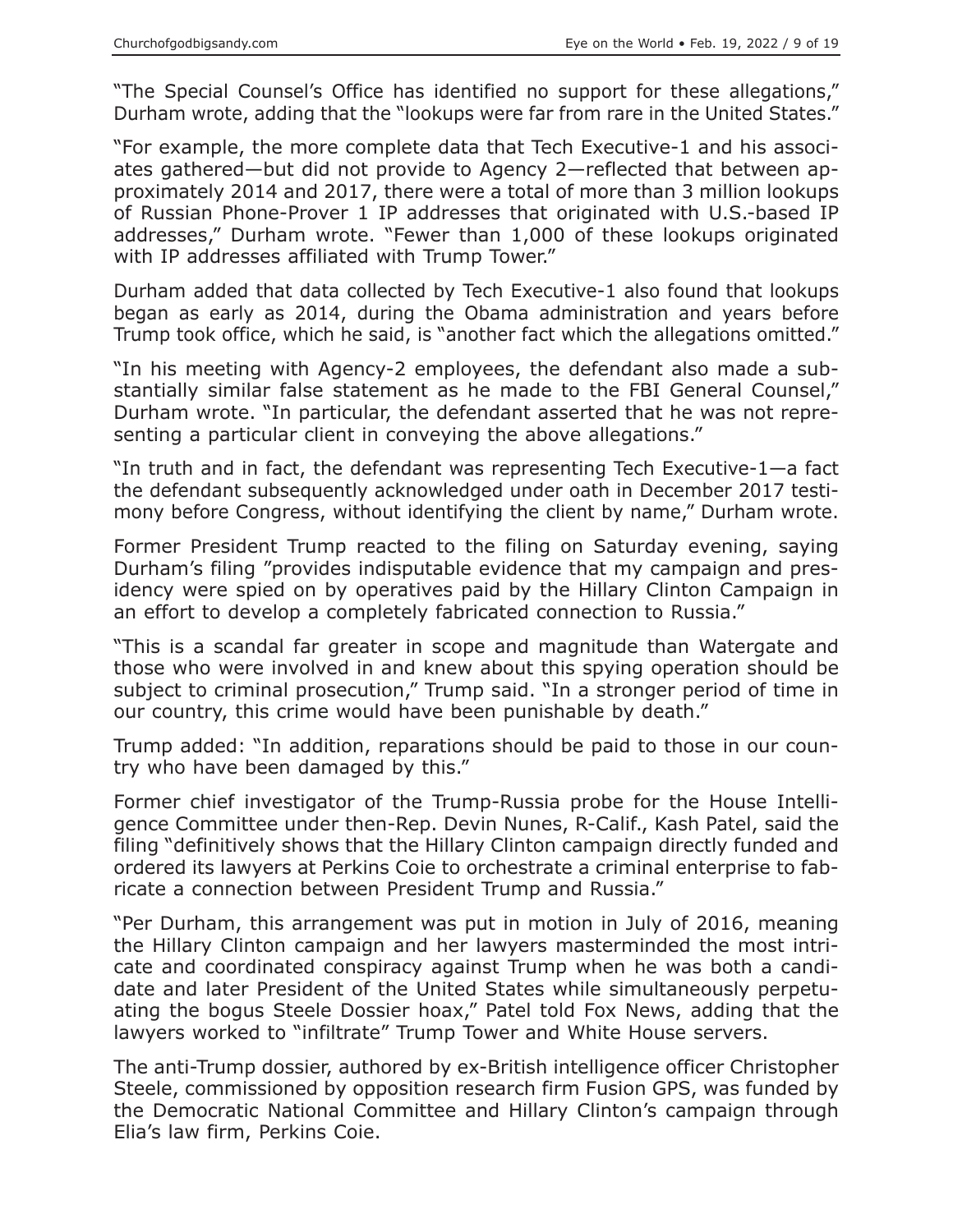"The Special Counsel's Office has identified no support for these allegations," Durham wrote, adding that the "lookups were far from rare in the United States."

"For example, the more complete data that Tech Executive-1 and his associates gathered—but did not provide to Agency 2—reflected that between approximately 2014 and 2017, there were a total of more than 3 million lookups of Russian Phone-Prover 1 IP addresses that originated with U.S.-based IP addresses," Durham wrote. "Fewer than 1,000 of these lookups originated with IP addresses affiliated with Trump Tower."

Durham added that data collected by Tech Executive-1 also found that lookups began as early as 2014, during the Obama administration and years before Trump took office, which he said, is "another fact which the allegations omitted."

"In his meeting with Agency-2 employees, the defendant also made a substantially similar false statement as he made to the FBI General Counsel," Durham wrote. "In particular, the defendant asserted that he was not representing a particular client in conveying the above allegations."

"In truth and in fact, the defendant was representing Tech Executive-1—a fact the defendant subsequently acknowledged under oath in December 2017 testimony before Congress, without identifying the client by name," Durham wrote.

Former President Trump reacted to the filing on Saturday evening, saying Durham's filing "provides indisputable evidence that my campaign and presidency were spied on by operatives paid by the Hillary Clinton Campaign in an effort to develop a completely fabricated connection to Russia."

"This is a scandal far greater in scope and magnitude than Watergate and those who were involved in and knew about this spying operation should be subject to criminal prosecution," Trump said. "In a stronger period of time in our country, this crime would have been punishable by death."

Trump added: "In addition, reparations should be paid to those in our country who have been damaged by this."

Former chief investigator of the Trump-Russia probe for the House Intelligence Committee under then-Rep. Devin Nunes, R-Calif., Kash Patel, said the filing "definitively shows that the Hillary Clinton campaign directly funded and ordered its lawyers at Perkins Coie to orchestrate a criminal enterprise to fabricate a connection between President Trump and Russia."

"Per Durham, this arrangement was put in motion in July of 2016, meaning the Hillary Clinton campaign and her lawyers masterminded the most intricate and coordinated conspiracy against Trump when he was both a candidate and later President of the United States while simultaneously perpetuating the bogus Steele Dossier hoax," Patel told Fox News, adding that the lawyers worked to "infiltrate" Trump Tower and White House servers.

The anti-Trump dossier, authored by ex-British intelligence officer Christopher Steele, commissioned by opposition research firm Fusion GPS, was funded by the Democratic National Committee and Hillary Clinton's campaign through Elia's law firm, Perkins Coie.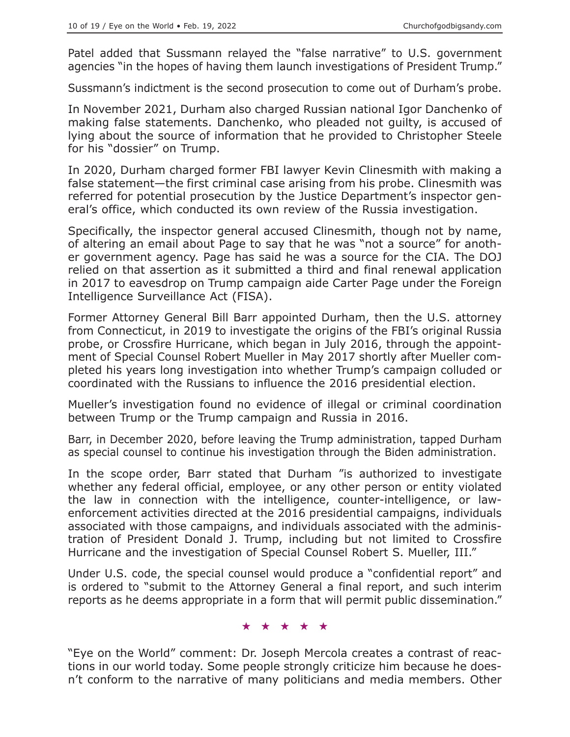Patel added that Sussmann relayed the "false narrative" to U.S. government agencies "in the hopes of having them launch investigations of President Trump."

Sussmann's indictment is the second prosecution to come out of Durham's probe.

In November 2021, Durham also charged Russian national Igor Danchenko of making false statements. Danchenko, who pleaded not guilty, is accused of lying about the source of information that he provided to Christopher Steele for his "dossier" on Trump.

In 2020, Durham charged former FBI lawyer Kevin Clinesmith with making a false statement—the first criminal case arising from his probe. Clinesmith was referred for potential prosecution by the Justice Department's inspector general's office, which conducted its own review of the Russia investigation.

Specifically, the inspector general accused Clinesmith, though not by name, of altering an email about Page to say that he was "not a source" for another government agency. Page has said he was a source for the CIA. The DOJ relied on that assertion as it submitted a third and final renewal application in 2017 to eavesdrop on Trump campaign aide Carter Page under the Foreign Intelligence Surveillance Act (FISA).

Former Attorney General Bill Barr appointed Durham, then the U.S. attorney from Connecticut, in 2019 to investigate the origins of the FBI's original Russia probe, or Crossfire Hurricane, which began in July 2016, through the appointment of Special Counsel Robert Mueller in May 2017 shortly after Mueller completed his years long investigation into whether Trump's campaign colluded or coordinated with the Russians to influence the 2016 presidential election.

Mueller's investigation found no evidence of illegal or criminal coordination between Trump or the Trump campaign and Russia in 2016.

Barr, in December 2020, before leaving the Trump administration, tapped Durham as special counsel to continue his investigation through the Biden administration.

In the scope order, Barr stated that Durham "is authorized to investigate whether any federal official, employee, or any other person or entity violated the law in connection with the intelligence, counter-intelligence, or law-enforcement activities directed at the 2016 presidential campaigns, individuals associated with those campaigns, and individuals associated with the administration of President Donald J. Trump, including but not limited to Crossfire Hurricane and the investigation of Special Counsel Robert S. Mueller, III."

Under U.S. code, the special counsel would produce a "confidential report" and is ordered to "submit to the Attorney General a final report, and such interim reports as he deems appropriate in a form that will permit public dissemination."

★ ★ ★ ★ ★

"Eye on the World" comment: Dr. Joseph Mercola creates a contrast of reactions in our world today. Some people strongly criticize him because he doesn't conform to the narrative of many politicians and media members. Other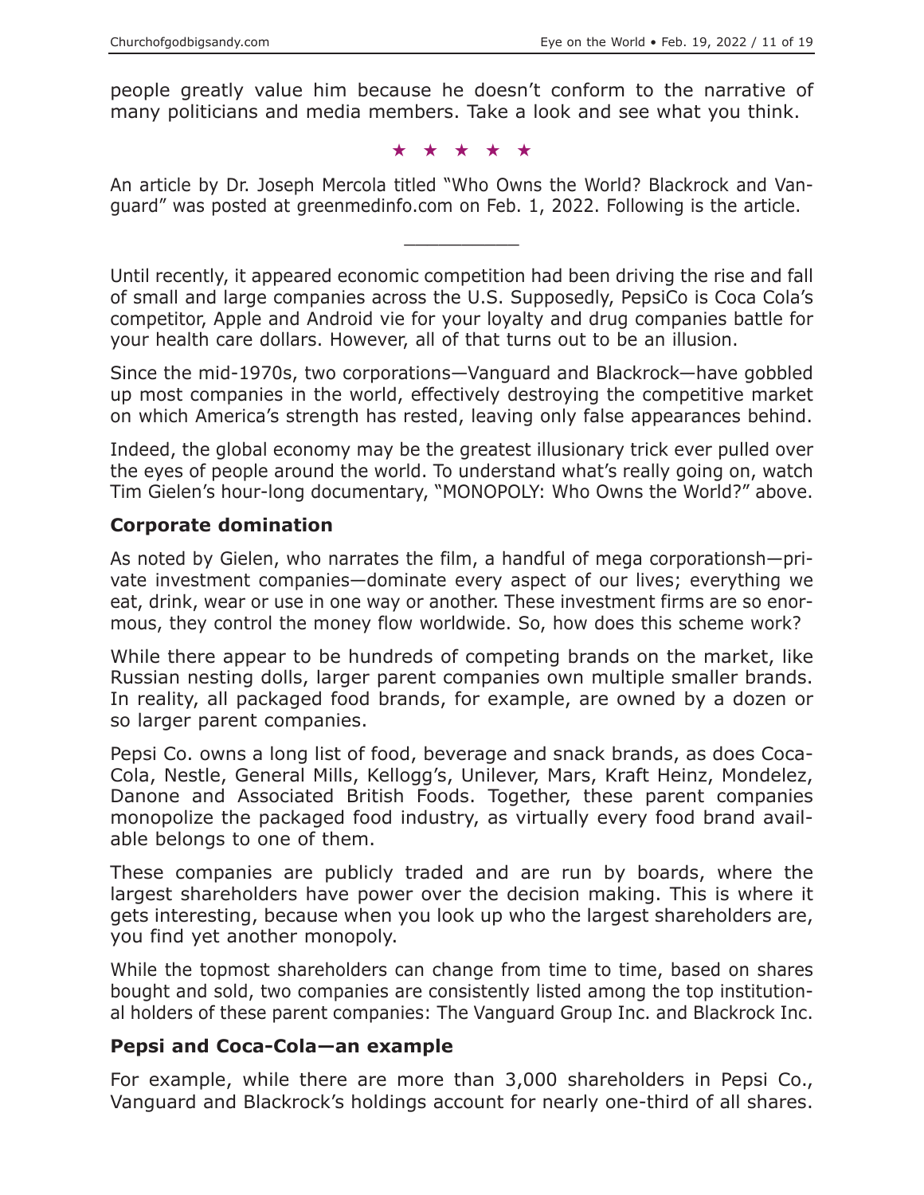people greatly value him because he doesn't conform to the narrative of many politicians and media members. Take a look and see what you think.

★ ★ ★ ★ ★

An article by Dr. Joseph Mercola titled "Who Owns the World? Blackrock and Vanguard" was posted at greenmedinfo.com on Feb. 1, 2022. Following is the article.

---

Until recently, it appeared economic competition had been driving the rise and fall of small and large companies across the U.S. Supposedly, PepsiCo is Coca Cola's competitor, Apple and Android vie for your loyalty and drug companies battle for your health care dollars. However, all of that turns out to be an illusion.

Since the mid-1970s, two corporations—Vanguard and Blackrock—have gobbled up most companies in the world, effectively destroying the competitive market on which America's strength has rested, leaving only false appearances behind.

Indeed, the global economy may be the greatest illusionary trick ever pulled over the eyes of people around the world. To understand what's really going on, watch Tim Gielen's hour-long documentary, "MONOPOLY: Who Owns the World?" above.

## Corporate domination

As noted by Gielen, who narrates the film, a handful of mega corporationsh—private investment companies—dominate every aspect of our lives; everything we eat, drink, wear or use in one way or another. These investment firms are so enormous, they control the money flow worldwide. So, how does this scheme work?

While there appear to be hundreds of competing brands on the market, like Russian nesting dolls, larger parent companies own multiple smaller brands. In reality, all packaged food brands, for example, are owned by a dozen or so larger parent companies.

Pepsi Co. owns a long list of food, beverage and snack brands, as does Coca-Cola, Nestle, General Mills, Kellogg's, Unilever, Mars, Kraft Heinz, Mondelez, Danone and Associated British Foods. Together, these parent companies monopolize the packaged food industry, as virtually every food brand available belongs to one of them.

These companies are publicly traded and are run by boards, where the largest shareholders have power over the decision making. This is where it gets interesting, because when you look up who the largest shareholders are, you find yet another monopoly.

While the topmost shareholders can change from time to time, based on shares bought and sold, two companies are consistently listed among the top institutional holders of these parent companies: The Vanguard Group Inc. and Blackrock Inc.

## Pepsi and Coca-Cola—an example

For example, while there are more than 3,000 shareholders in Pepsi Co., Vanguard and Blackrock's holdings account for nearly one-third of all shares.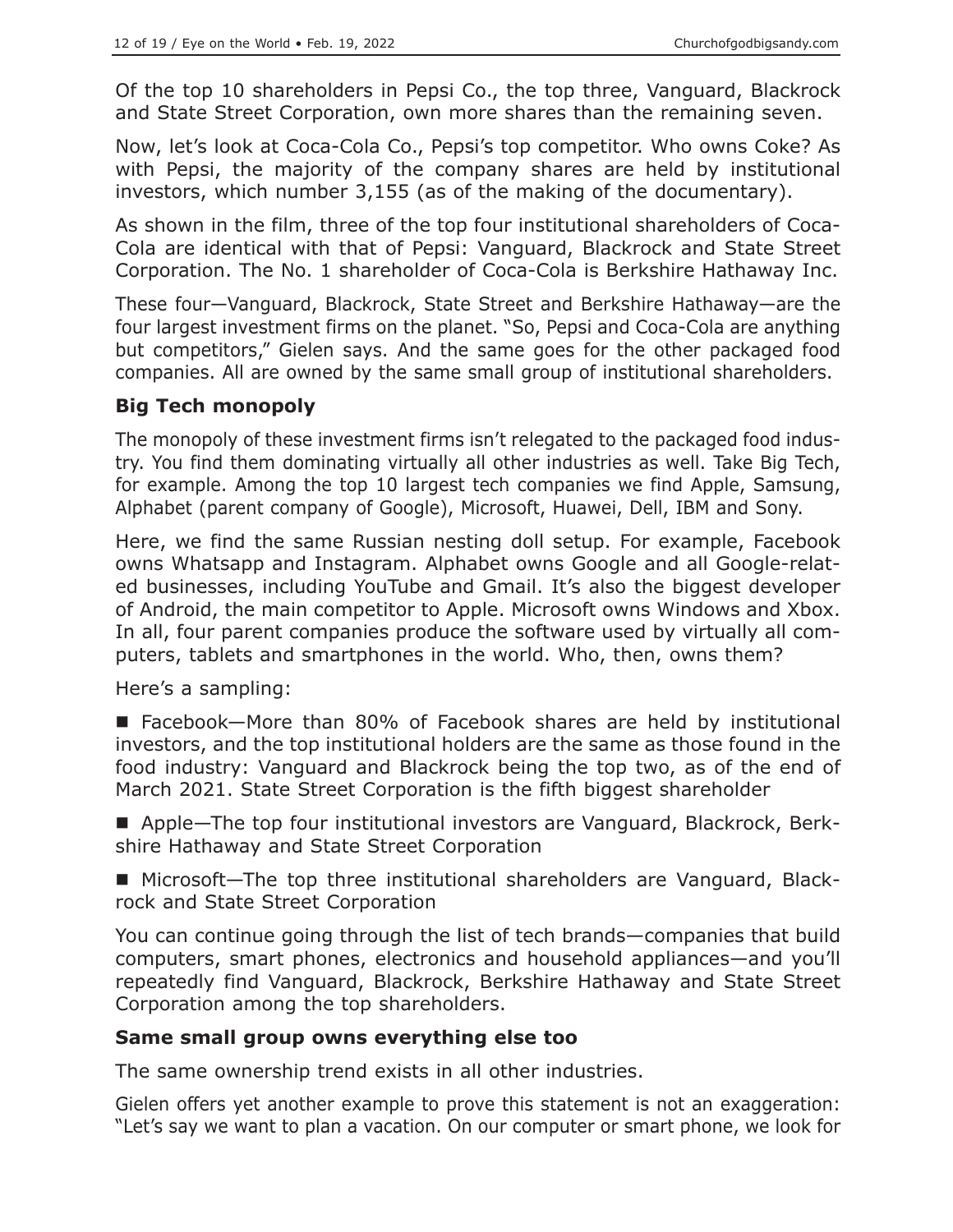Of the top 10 shareholders in Pepsi Co., the top three, Vanguard, Blackrock and State Street Corporation, own more shares than the remaining seven.

Now, let's look at Coca-Cola Co., Pepsi's top competitor. Who owns Coke? As with Pepsi, the majority of the company shares are held by institutional investors, which number 3,155 (as of the making of the documentary).

As shown in the film, three of the top four institutional shareholders of Coca-Cola are identical with that of Pepsi: Vanguard, Blackrock and State Street Corporation. The No. 1 shareholder of Coca-Cola is Berkshire Hathaway Inc.

These four—Vanguard, Blackrock, State Street and Berkshire Hathaway—are the four largest investment firms on the planet. "So, Pepsi and Coca-Cola are anything but competitors," Gielen says. And the same goes for the other packaged food companies. All are owned by the same small group of institutional shareholders.

### Big Tech monopoly

The monopoly of these investment firms isn't relegated to the packaged food industry. You find them dominating virtually all other industries as well. Take Big Tech, for example. Among the top 10 largest tech companies we find Apple, Samsung, Alphabet (parent company of Google), Microsoft, Huawei, Dell, IBM and Sony.

Here, we find the same Russian nesting doll setup. For example, Facebook owns Whatsapp and Instagram. Alphabet owns Google and all Google-related businesses, including YouTube and Gmail. It's also the biggest developer of Android, the main competitor to Apple. Microsoft owns Windows and Xbox. In all, four parent companies produce the software used by virtually all computers, tablets and smartphones in the world. Who, then, owns them?

Here's a sampling:

- Facebook—More than 80% of Facebook shares are held by institutional investors, and the top institutional holders are the same as those found in the food industry: Vanguard and Blackrock being the top two, as of the end of March 2021. State Street Corporation is the fifth biggest shareholder
- Apple—The top four institutional investors are Vanguard, Blackrock, Berkshire Hathaway and State Street Corporation
- Microsoft—The top three institutional shareholders are Vanguard, Blackrock and State Street Corporation

You can continue going through the list of tech brands—companies that build computers, smart phones, electronics and household appliances—and you'll repeatedly find Vanguard, Blackrock, Berkshire Hathaway and State Street Corporation among the top shareholders.

### Same small group owns everything else too

The same ownership trend exists in all other industries.

Gielen offers yet another example to prove this statement is not an exaggeration: "Let's say we want to plan a vacation. On our computer or smart phone, we look for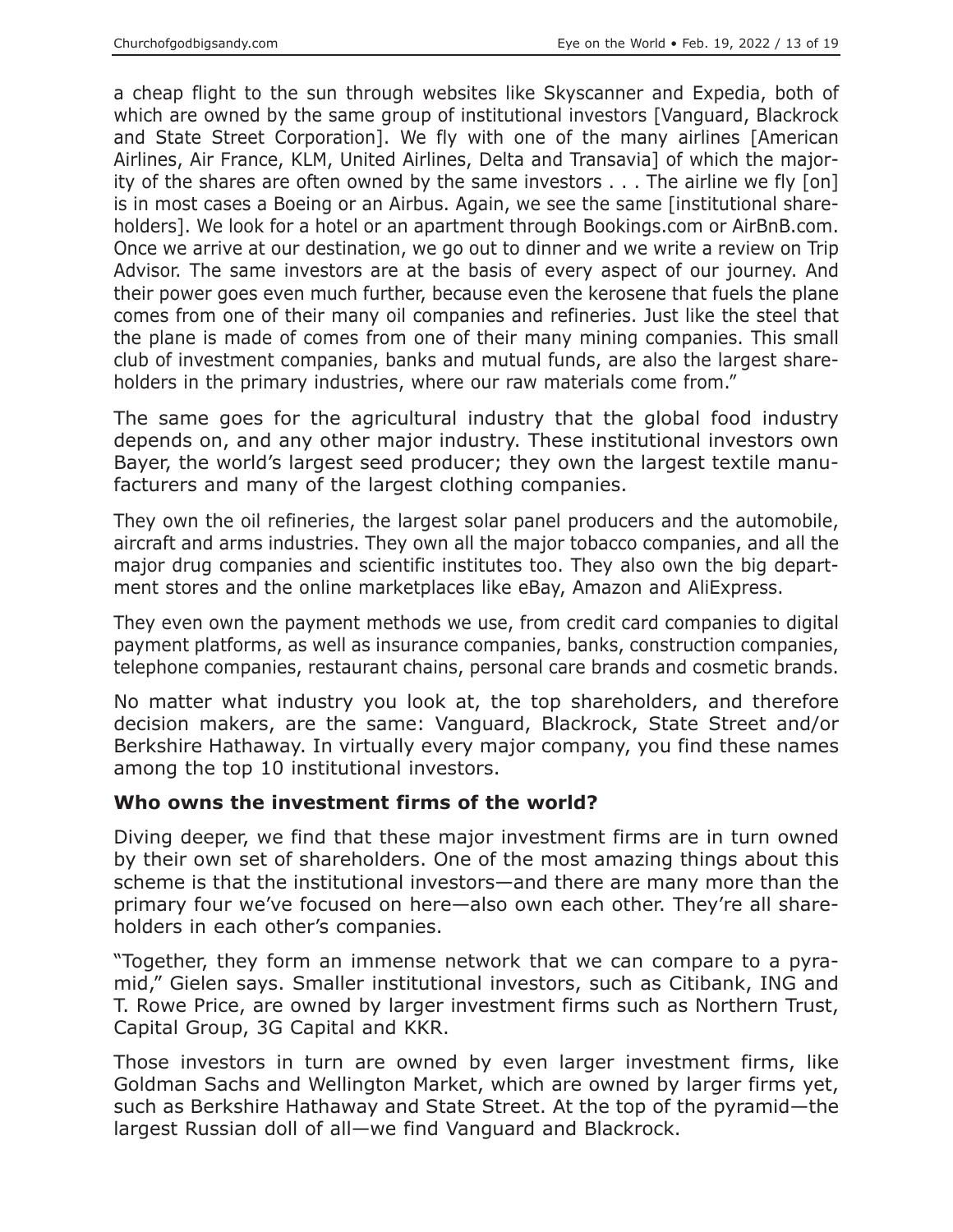a cheap flight to the sun through websites like Skyscanner and Expedia, both of which are owned by the same group of institutional investors [Vanguard, Blackrock and State Street Corporation]. We fly with one of the many airlines [American Airlines, Air France, KLM, United Airlines, Delta and Transavia] of which the majority of the shares are often owned by the same investors . . . The airline we fly [on] is in most cases a Boeing or an Airbus. Again, we see the same [institutional shareholders]. We look for a hotel or an apartment through Bookings.com or AirBnB.com. Once we arrive at our destination, we go out to dinner and we write a review on Trip Advisor. The same investors are at the basis of every aspect of our journey. And their power goes even much further, because even the kerosene that fuels the plane comes from one of their many oil companies and refineries. Just like the steel that the plane is made of comes from one of their many mining companies. This small club of investment companies, banks and mutual funds, are also the largest shareholders in the primary industries, where our raw materials come from."

The same goes for the agricultural industry that the global food industry depends on, and any other major industry. These institutional investors own Bayer, the world's largest seed producer; they own the largest textile manufacturers and many of the largest clothing companies.

They own the oil refineries, the largest solar panel producers and the automobile, aircraft and arms industries. They own all the major tobacco companies, and all the major drug companies and scientific institutes too. They also own the big department stores and the online marketplaces like eBay, Amazon and AliExpress.

They even own the payment methods we use, from credit card companies to digital payment platforms, as well as insurance companies, banks, construction companies, telephone companies, restaurant chains, personal care brands and cosmetic brands.

No matter what industry you look at, the top shareholders, and therefore decision makers, are the same: Vanguard, Blackrock, State Street and/or Berkshire Hathaway. In virtually every major company, you find these names among the top 10 institutional investors.

### Who owns the investment firms of the world?

Diving deeper, we find that these major investment firms are in turn owned by their own set of shareholders. One of the most amazing things about this scheme is that the institutional investors—and there are many more than the primary four we've focused on here—also own each other. They're all shareholders in each other's companies.

"Together, they form an immense network that we can compare to a pyramid," Gielen says. Smaller institutional investors, such as Citibank, ING and T. Rowe Price, are owned by larger investment firms such as Northern Trust, Capital Group, 3G Capital and KKR.

Those investors in turn are owned by even larger investment firms, like Goldman Sachs and Wellington Market, which are owned by larger firms yet, such as Berkshire Hathaway and State Street. At the top of the pyramid—the largest Russian doll of all—we find Vanguard and Blackrock.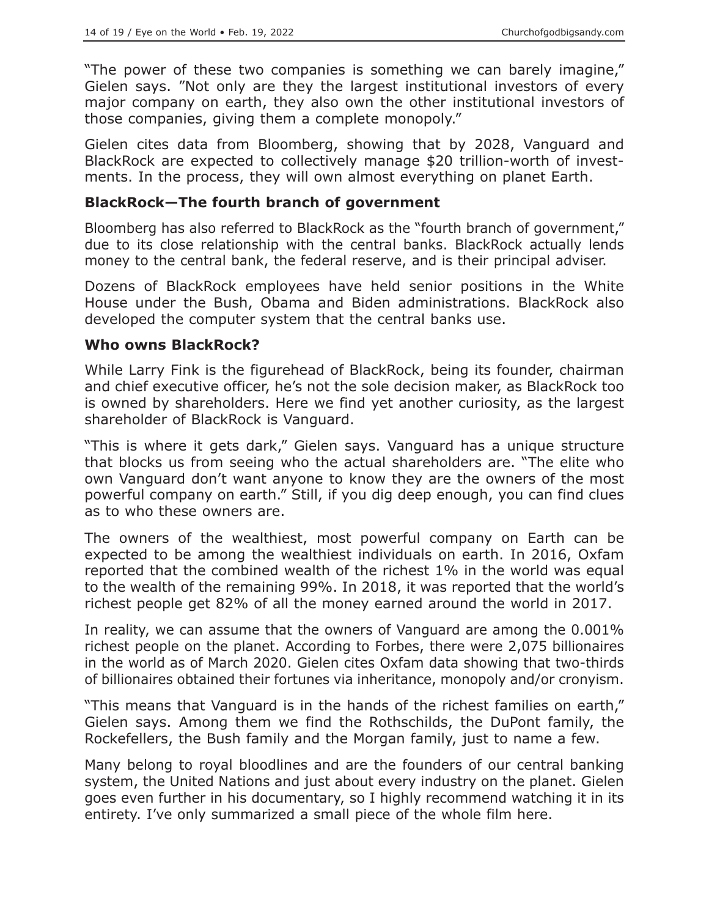"The power of these two companies is something we can barely imagine," Gielen says. "Not only are they the largest institutional investors of every major company on earth, they also own the other institutional investors of those companies, giving them a complete monopoly."

Gielen cites data from Bloomberg, showing that by 2028, Vanguard and BlackRock are expected to collectively manage $20 trillion-worth of investments. In the process, they will own almost everything on planet Earth.

### BlackRock—The fourth branch of government

Bloomberg has also referred to BlackRock as the "fourth branch of government," due to its close relationship with the central banks. BlackRock actually lends money to the central bank, the federal reserve, and is their principal adviser.

Dozens of BlackRock employees have held senior positions in the White House under the Bush, Obama and Biden administrations. BlackRock also developed the computer system that the central banks use.

### Who owns BlackRock?

While Larry Fink is the figurehead of BlackRock, being its founder, chairman and chief executive officer, he's not the sole decision maker, as BlackRock too is owned by shareholders. Here we find yet another curiosity, as the largest shareholder of BlackRock is Vanguard.

"This is where it gets dark," Gielen says. Vanguard has a unique structure that blocks us from seeing who the actual shareholders are. "The elite who own Vanguard don't want anyone to know they are the owners of the most powerful company on earth." Still, if you dig deep enough, you can find clues as to who these owners are.

The owners of the wealthiest, most powerful company on Earth can be expected to be among the wealthiest individuals on earth. In 2016, Oxfam reported that the combined wealth of the richest 1% in the world was equal to the wealth of the remaining 99%. In 2018, it was reported that the world's richest people get 82% of all the money earned around the world in 2017.

In reality, we can assume that the owners of Vanguard are among the 0.001% richest people on the planet. According to Forbes, there were 2,075 billionaires in the world as of March 2020. Gielen cites Oxfam data showing that two-thirds of billionaires obtained their fortunes via inheritance, monopoly and/or cronyism.

"This means that Vanguard is in the hands of the richest families on earth," Gielen says. Among them we find the Rothschilds, the DuPont family, the Rockefellers, the Bush family and the Morgan family, just to name a few.

Many belong to royal bloodlines and are the founders of our central banking system, the United Nations and just about every industry on the planet. Gielen goes even further in his documentary, so I highly recommend watching it in its entirety. I've only summarized a small piece of the whole film here.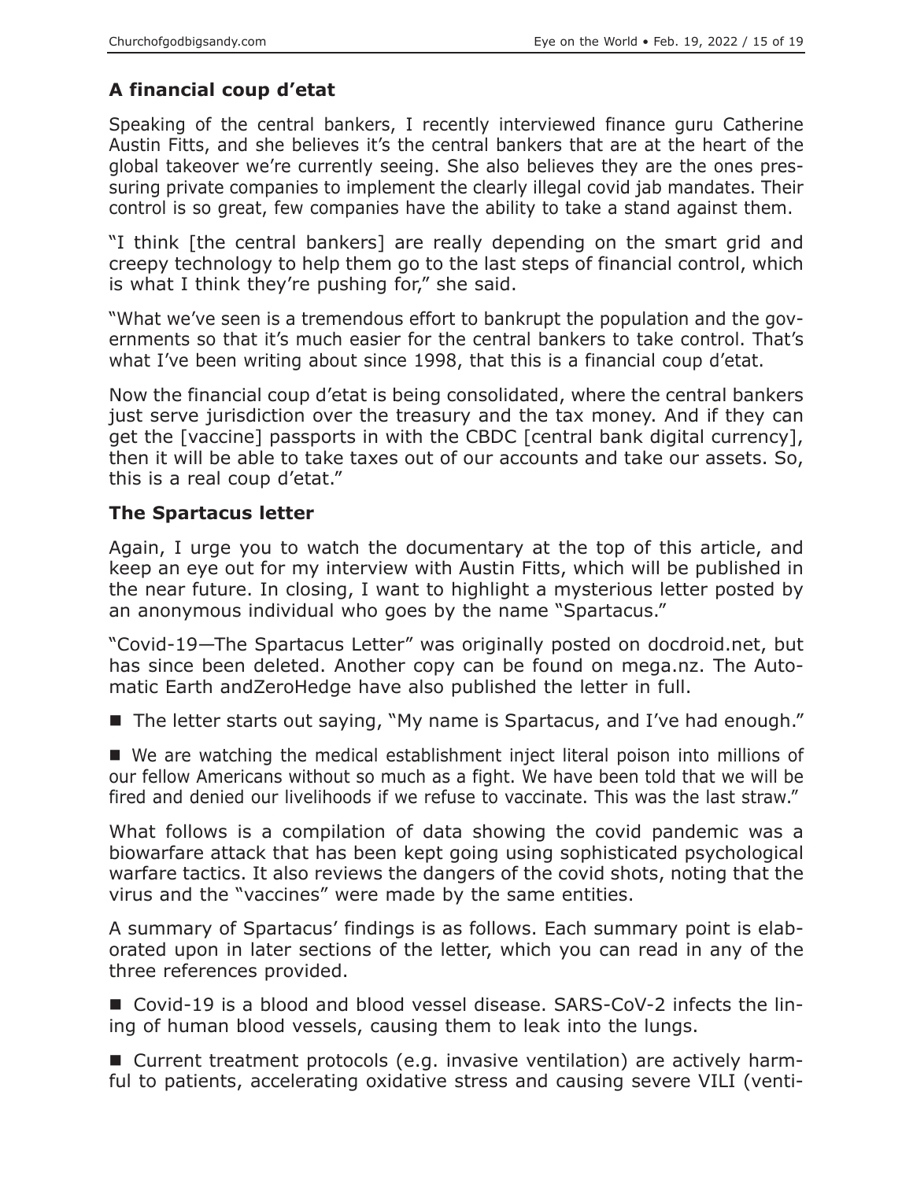### A financial coup d'etat

Speaking of the central bankers, I recently interviewed finance guru Catherine Austin Fitts, and she believes it's the central bankers that are at the heart of the global takeover we're currently seeing. She also believes they are the ones pressuring private companies to implement the clearly illegal covid jab mandates. Their control is so great, few companies have the ability to take a stand against them.

"I think [the central bankers] are really depending on the smart grid and creepy technology to help them go to the last steps of financial control, which is what I think they're pushing for," she said.

"What we've seen is a tremendous effort to bankrupt the population and the governments so that it's much easier for the central bankers to take control. That's what I've been writing about since 1998, that this is a financial coup d'etat.

Now the financial coup d'etat is being consolidated, where the central bankers just serve jurisdiction over the treasury and the tax money. And if they can get the [vaccine] passports in with the CBDC [central bank digital currency], then it will be able to take taxes out of our accounts and take our assets. So, this is a real coup d'etat."

### The Spartacus letter

Again, I urge you to watch the documentary at the top of this article, and keep an eye out for my interview with Austin Fitts, which will be published in the near future. In closing, I want to highlight a mysterious letter posted by an anonymous individual who goes by the name "Spartacus."

"Covid-19—The Spartacus Letter" was originally posted on docdroid.net, but has since been deleted. Another copy can be found on mega.nz. The Automatic Earth andZeroHedge have also published the letter in full.

- The letter starts out saying, "My name is Spartacus, and I've had enough."
- We are watching the medical establishment inject literal poison into millions of our fellow Americans without so much as a fight. We have been told that we will be fired and denied our livelihoods if we refuse to vaccinate. This was the last straw."

What follows is a compilation of data showing the covid pandemic was a biowarfare attack that has been kept going using sophisticated psychological warfare tactics. It also reviews the dangers of the covid shots, noting that the virus and the "vaccines" were made by the same entities.

A summary of Spartacus' findings is as follows. Each summary point is elaborated upon in later sections of the letter, which you can read in any of the three references provided.

- Covid-19 is a blood and blood vessel disease. SARS-CoV-2 infects the lining of human blood vessels, causing them to leak into the lungs.
- Current treatment protocols (e.g. invasive ventilation) are actively harmful to patients, accelerating oxidative stress and causing severe VILI (venti-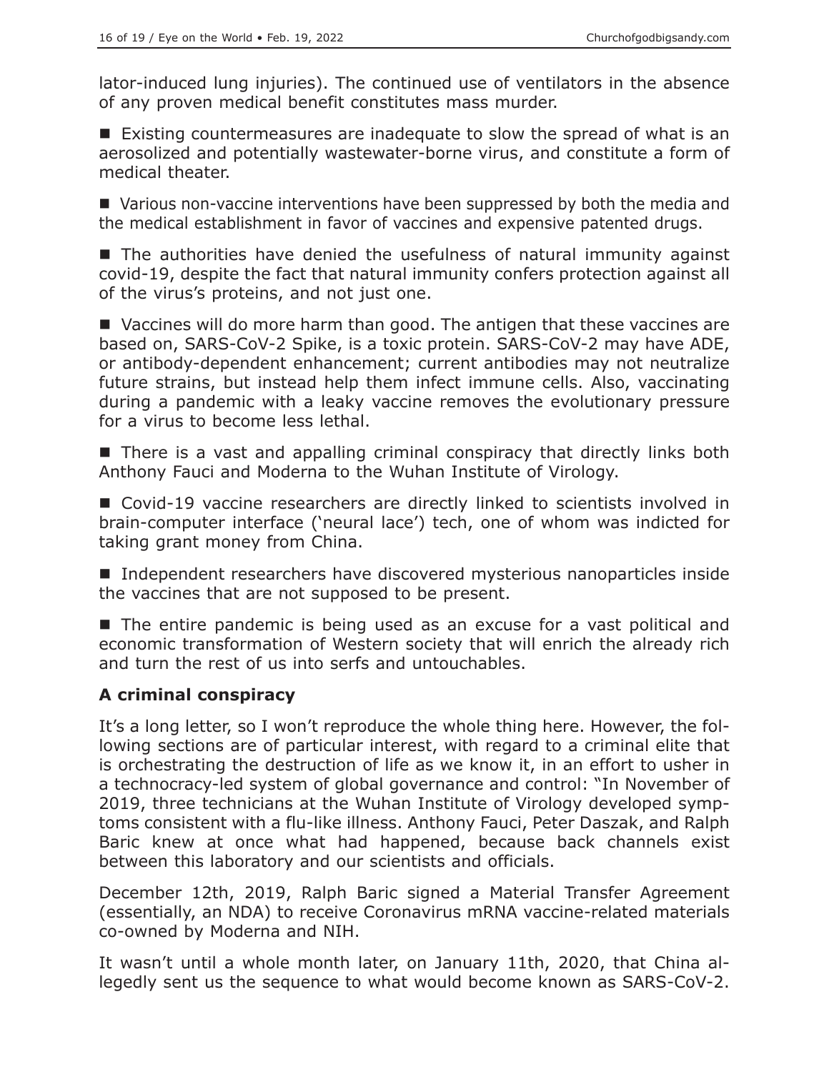lator-induced lung injuries). The continued use of ventilators in the absence of any proven medical benefit constitutes mass murder.

- Existing countermeasures are inadequate to slow the spread of what is an aerosolized and potentially wastewater-borne virus, and constitute a form of medical theater.

- Various non-vaccine interventions have been suppressed by both the media and the medical establishment in favor of vaccines and expensive patented drugs.

- The authorities have denied the usefulness of natural immunity against covid-19, despite the fact that natural immunity confers protection against all of the virus's proteins, and not just one.

- Vaccines will do more harm than good. The antigen that these vaccines are based on, SARS-CoV-2 Spike, is a toxic protein. SARS-CoV-2 may have ADE, or antibody-dependent enhancement; current antibodies may not neutralize future strains, but instead help them infect immune cells. Also, vaccinating during a pandemic with a leaky vaccine removes the evolutionary pressure for a virus to become less lethal.

- There is a vast and appalling criminal conspiracy that directly links both Anthony Fauci and Moderna to the Wuhan Institute of Virology.

- Covid-19 vaccine researchers are directly linked to scientists involved in brain-computer interface ('neural lace') tech, one of whom was indicted for taking grant money from China.

- Independent researchers have discovered mysterious nanoparticles inside the vaccines that are not supposed to be present.

- The entire pandemic is being used as an excuse for a vast political and economic transformation of Western society that will enrich the already rich and turn the rest of us into serfs and untouchables.

### A criminal conspiracy

It's a long letter, so I won't reproduce the whole thing here. However, the following sections are of particular interest, with regard to a criminal elite that is orchestrating the destruction of life as we know it, in an effort to usher in a technocracy-led system of global governance and control: "In November of 2019, three technicians at the Wuhan Institute of Virology developed symptoms consistent with a flu-like illness. Anthony Fauci, Peter Daszak, and Ralph Baric knew at once what had happened, because back channels exist between this laboratory and our scientists and officials.

December 12th, 2019, Ralph Baric signed a Material Transfer Agreement (essentially, an NDA) to receive Coronavirus mRNA vaccine-related materials co-owned by Moderna and NIH.

It wasn't until a whole month later, on January 11th, 2020, that China allegedly sent us the sequence to what would become known as SARS-CoV-2.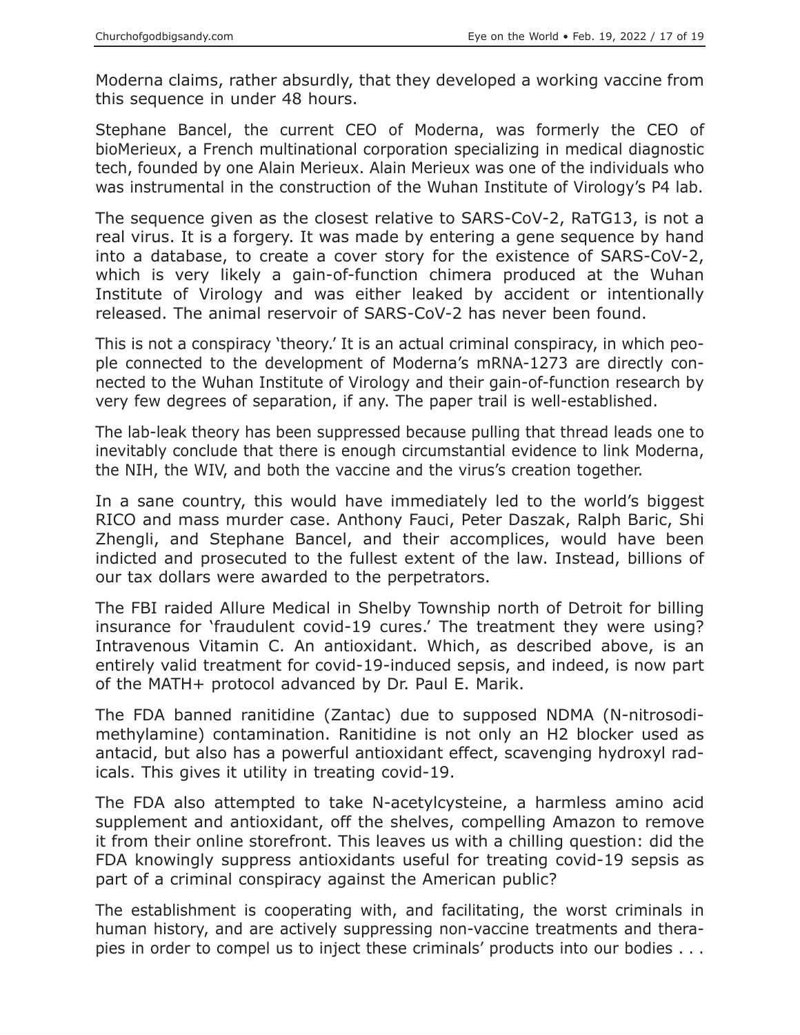Moderna claims, rather absurdly, that they developed a working vaccine from this sequence in under 48 hours.

Stephane Bancel, the current CEO of Moderna, was formerly the CEO of bioMerieux, a French multinational corporation specializing in medical diagnostic tech, founded by one Alain Merieux. Alain Merieux was one of the individuals who was instrumental in the construction of the Wuhan Institute of Virology's P4 lab.

The sequence given as the closest relative to SARS-CoV-2, RaTG13, is not a real virus. It is a forgery. It was made by entering a gene sequence by hand into a database, to create a cover story for the existence of SARS-CoV-2, which is very likely a gain-of-function chimera produced at the Wuhan Institute of Virology and was either leaked by accident or intentionally released. The animal reservoir of SARS-CoV-2 has never been found.

This is not a conspiracy 'theory.' It is an actual criminal conspiracy, in which people connected to the development of Moderna's mRNA-1273 are directly connected to the Wuhan Institute of Virology and their gain-of-function research by very few degrees of separation, if any. The paper trail is well-established.

The lab-leak theory has been suppressed because pulling that thread leads one to inevitably conclude that there is enough circumstantial evidence to link Moderna, the NIH, the WIV, and both the vaccine and the virus's creation together.

In a sane country, this would have immediately led to the world's biggest RICO and mass murder case. Anthony Fauci, Peter Daszak, Ralph Baric, Shi Zhengli, and Stephane Bancel, and their accomplices, would have been indicted and prosecuted to the fullest extent of the law. Instead, billions of our tax dollars were awarded to the perpetrators.

The FBI raided Allure Medical in Shelby Township north of Detroit for billing insurance for 'fraudulent covid-19 cures.' The treatment they were using? Intravenous Vitamin C. An antioxidant. Which, as described above, is an entirely valid treatment for covid-19-induced sepsis, and indeed, is now part of the MATH+ protocol advanced by Dr. Paul E. Marik.

The FDA banned ranitidine (Zantac) due to supposed NDMA (N-nitrosodimethylamine) contamination. Ranitidine is not only an H2 blocker used as antacid, but also has a powerful antioxidant effect, scavenging hydroxyl radicals. This gives it utility in treating covid-19.

The FDA also attempted to take N-acetylcysteine, a harmless amino acid supplement and antioxidant, off the shelves, compelling Amazon to remove it from their online storefront. This leaves us with a chilling question: did the FDA knowingly suppress antioxidants useful for treating covid-19 sepsis as part of a criminal conspiracy against the American public?

The establishment is cooperating with, and facilitating, the worst criminals in human history, and are actively suppressing non-vaccine treatments and therapies in order to compel us to inject these criminals' products into our bodies . . .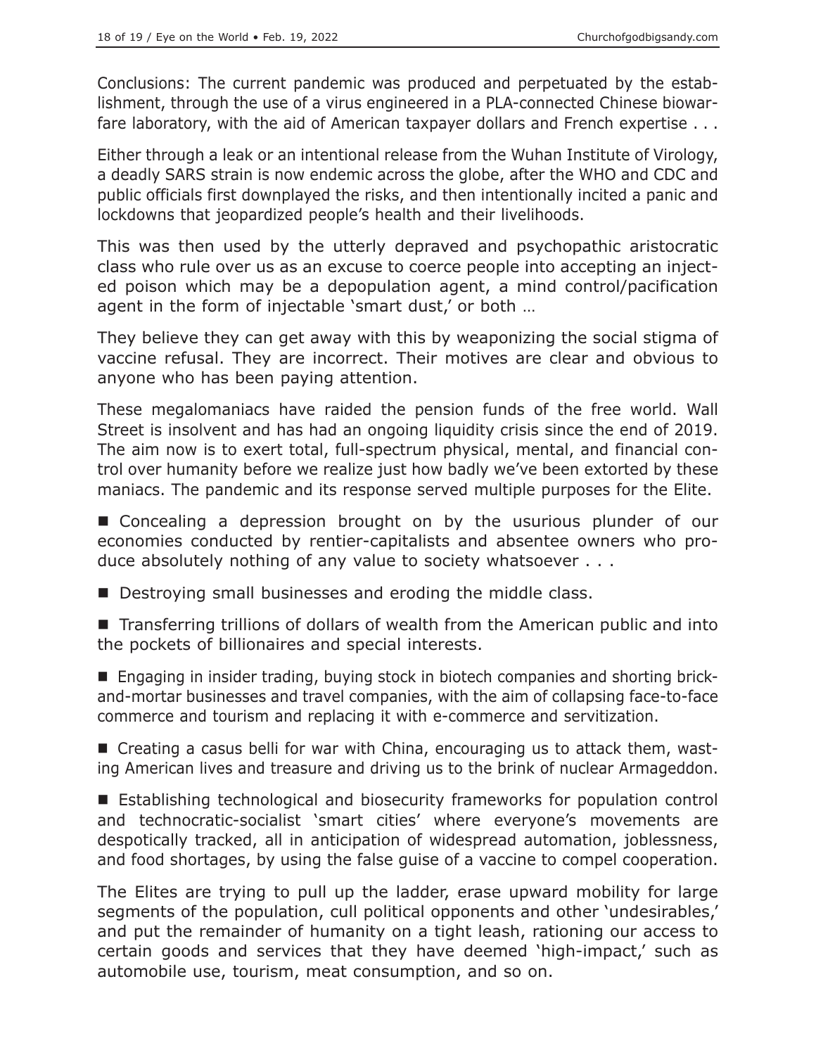Conclusions: The current pandemic was produced and perpetuated by the establishment, through the use of a virus engineered in a PLA-connected Chinese biowarfare laboratory, with the aid of American taxpayer dollars and French expertise . . .

Either through a leak or an intentional release from the Wuhan Institute of Virology, a deadly SARS strain is now endemic across the globe, after the WHO and CDC and public officials first downplayed the risks, and then intentionally incited a panic and lockdowns that jeopardized people's health and their livelihoods.

This was then used by the utterly depraved and psychopathic aristocratic class who rule over us as an excuse to coerce people into accepting an injected poison which may be a depopulation agent, a mind control/pacification agent in the form of injectable 'smart dust,' or both …

They believe they can get away with this by weaponizing the social stigma of vaccine refusal. They are incorrect. Their motives are clear and obvious to anyone who has been paying attention.

These megalomaniacs have raided the pension funds of the free world. Wall Street is insolvent and has had an ongoing liquidity crisis since the end of 2019. The aim now is to exert total, full-spectrum physical, mental, and financial control over humanity before we realize just how badly we've been extorted by these maniacs. The pandemic and its response served multiple purposes for the Elite.

- Concealing a depression brought on by the usurious plunder of our economies conducted by rentier-capitalists and absentee owners who produce absolutely nothing of any value to society whatsoever . . .
- Destroying small businesses and eroding the middle class.
- Transferring trillions of dollars of wealth from the American public and into the pockets of billionaires and special interests.
- Engaging in insider trading, buying stock in biotech companies and shorting brick-and-mortar businesses and travel companies, with the aim of collapsing face-to-face commerce and tourism and replacing it with e-commerce and servitization.
- Creating a casus belli for war with China, encouraging us to attack them, wasting American lives and treasure and driving us to the brink of nuclear Armageddon.
- Establishing technological and biosecurity frameworks for population control and technocratic-socialist 'smart cities' where everyone's movements are despotically tracked, all in anticipation of widespread automation, joblessness, and food shortages, by using the false guise of a vaccine to compel cooperation.

The Elites are trying to pull up the ladder, erase upward mobility for large segments of the population, cull political opponents and other 'undesirables,' and put the remainder of humanity on a tight leash, rationing our access to certain goods and services that they have deemed 'high-impact,' such as automobile use, tourism, meat consumption, and so on.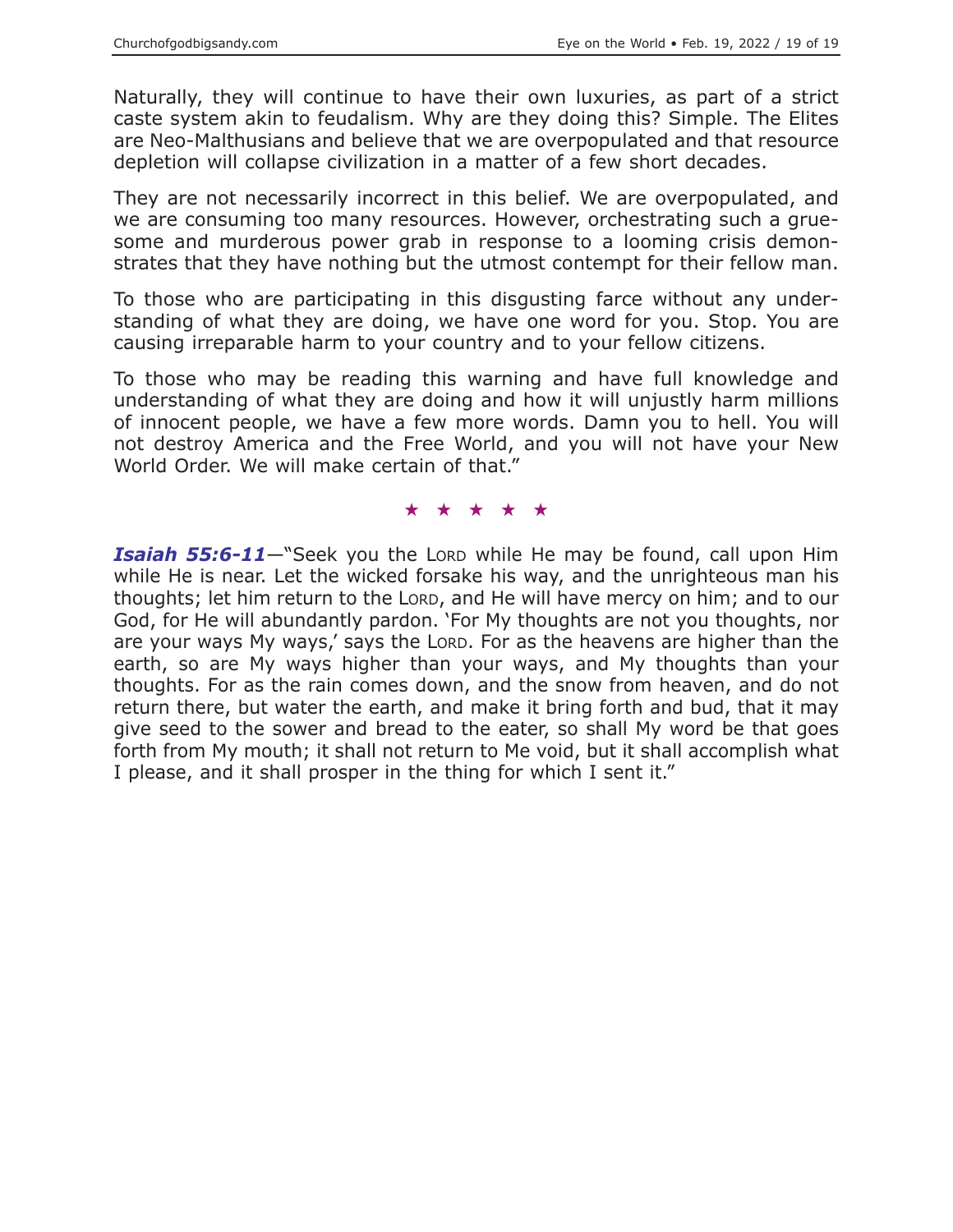Naturally, they will continue to have their own luxuries, as part of a strict caste system akin to feudalism. Why are they doing this? Simple. The Elites are Neo-Malthusians and believe that we are overpopulated and that resource depletion will collapse civilization in a matter of a few short decades.

They are not necessarily incorrect in this belief. We are overpopulated, and we are consuming too many resources. However, orchestrating such a gruesome and murderous power grab in response to a looming crisis demonstrates that they have nothing but the utmost contempt for their fellow man.

To those who are participating in this disgusting farce without any understanding of what they are doing, we have one word for you. Stop. You are causing irreparable harm to your country and to your fellow citizens.

To those who may be reading this warning and have full knowledge and understanding of what they are doing and how it will unjustly harm millions of innocent people, we have a few more words. Damn you to hell. You will not destroy America and the Free World, and you will not have your New World Order. We will make certain of that."

★ ★ ★ ★ ★

***Isaiah 55:6-11***—"Seek you the LORD while He may be found, call upon Him while He is near. Let the wicked forsake his way, and the unrighteous man his thoughts; let him return to the LORD, and He will have mercy on him; and to our God, for He will abundantly pardon. 'For My thoughts are not you thoughts, nor are your ways My ways,' says the LORD. For as the heavens are higher than the earth, so are My ways higher than your ways, and My thoughts than your thoughts. For as the rain comes down, and the snow from heaven, and do not return there, but water the earth, and make it bring forth and bud, that it may give seed to the sower and bread to the eater, so shall My word be that goes forth from My mouth; it shall not return to Me void, but it shall accomplish what I please, and it shall prosper in the thing for which I sent it."